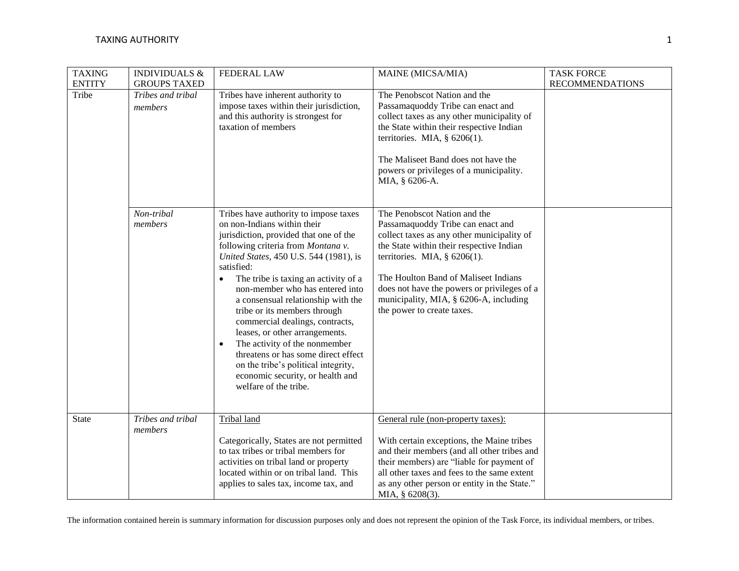| TAXING ENTITY | INDIVIDUALS & GROUPS TAXED | FEDERAL LAW | MAINE (MICSA/MIA) | TASK FORCE RECOMMENDATIONS |
|---|---|---|---|---|
| Tribe | *Tribes and tribal members* | Tribes have inherent authority to impose taxes within their jurisdiction, and this authority is strongest for taxation of members | The Penobscot Nation and the Passamaquoddy Tribe can enact and collect taxes as any other municipality of the State within their respective Indian territories. MIA, § 6206(1).<br><br>The Maliseet Band does not have the powers or privileges of a municipality. MIA, § 6206-A. | |
| | *Non-tribal members* | Tribes have authority to impose taxes on non-Indians within their jurisdiction, provided that one of the following criteria from *Montana v. United States*, 450 U.S. 544 (1981), is satisfied:<br>• The tribe is taxing an activity of a non-member who has entered into a consensual relationship with the tribe or its members through commercial dealings, contracts, leases, or other arrangements.<br>• The activity of the nonmember threatens or has some direct effect on the tribe's political integrity, economic security, or health and welfare of the tribe. | The Penobscot Nation and the Passamaquoddy Tribe can enact and collect taxes as any other municipality of the State within their respective Indian territories. MIA, § 6206(1).<br><br>The Houlton Band of Maliseet Indians does not have the powers or privileges of a municipality, MIA, § 6206-A, including the power to create taxes. | |
| State | *Tribes and tribal members* | Tribal land<br><br>Categorically, States are not permitted to tax tribes or tribal members for activities on tribal land or property located within or on tribal land. This applies to sales tax, income tax, and | General rule (non-property taxes):<br><br>With certain exceptions, the Maine tribes and their members (and all other tribes and their members) are "liable for payment of all other taxes and fees to the same extent as any other person or entity in the State." MIA, § 6208(3). | |

The information contained herein is summary information for discussion purposes only and does not represent the opinion of the Task Force, its individual members, or tribes.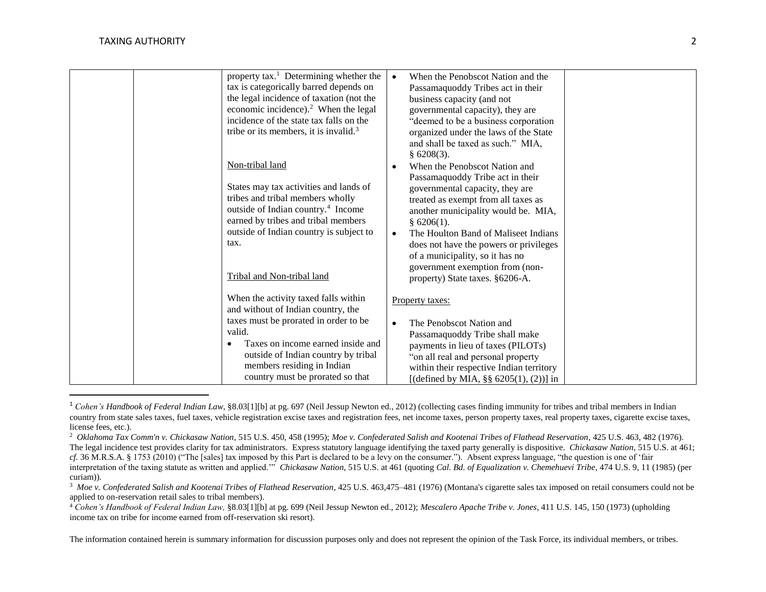| | | property tax.[1] Determining whether the tax is categorically barred depends on the legal incidence of taxation (not the economic incidence).[2] When the legal incidence of the state tax falls on the tribe or its members, it is invalid.[3]<br><br><u>Non-tribal land</u><br><br>States may tax activities and lands of tribes and tribal members wholly outside of Indian country.[4] Income earned by tribes and tribal members outside of Indian country is subject to tax.<br><br><u>Tribal and Non-tribal land</u><br><br>When the activity taxed falls within and without of Indian country, the taxes must be prorated in order to be valid.<br>• Taxes on income earned inside and outside of Indian country by tribal members residing in Indian country must be prorated so that | • When the Penobscot Nation and the Passamaquoddy Tribes act in their business capacity (and not governmental capacity), they are "deemed to be a business corporation organized under the laws of the State and shall be taxed as such." MIA, § 6208(3).<br>• When the Penobscot Nation and Passamaquoddy Tribe act in their governmental capacity, they are treated as exempt from all taxes as another municipality would be. MIA, § 6206(1).<br>• The Houlton Band of Maliseet Indians does not have the powers or privileges of a municipality, so it has no government exemption from (non-property) State taxes. §6206-A.<br><br><u>Property taxes:</u><br><br>• The Penobscot Nation and Passamaquoddy Tribe shall make payments in lieu of taxes (PILOTs) "on all real and personal property within their respective Indian territory [(defined by MIA, §§ 6205(1), (2))] in | |
|---|---|---|---|---|

[1] *Cohen's Handbook of Federal Indian Law*, §8.03[1][b] at pg. 697 (Neil Jessup Newton ed., 2012) (collecting cases finding immunity for tribes and tribal members in Indian country from state sales taxes, fuel taxes, vehicle registration excise taxes and registration fees, net income taxes, person property taxes, real property taxes, cigarette excise taxes, license fees, etc.).

[2] *Oklahoma Tax Comm'n v. Chickasaw Nation*, 515 U.S. 450, 458 (1995); *Moe v. Confederated Salish and Kootenai Tribes of Flathead Reservation*, 425 U.S. 463, 482 (1976). The legal incidence test provides clarity for tax administrators. Express statutory language identifying the taxed party generally is dispositive. *Chickasaw Nation*, 515 U.S. at 461; *cf.* 36 M.R.S.A. § 1753 (2010) ("The [sales] tax imposed by this Part is declared to be a levy on the consumer."). Absent express language, "the question is one of 'fair interpretation of the taxing statute as written and applied.'" *Chickasaw Nation*, 515 U.S. at 461 (quoting *Cal. Bd. of Equalization v. Chemehuevi Tribe*, 474 U.S. 9, 11 (1985) (per curiam)).

[3] *Moe v. Confederated Salish and Kootenai Tribes of Flathead Reservation*, 425 U.S. 463,475–481 (1976) (Montana's cigarette sales tax imposed on retail consumers could not be applied to on-reservation retail sales to tribal members).

[4] *Cohen's Handbook of Federal Indian Law,* §8.03[1][b] at pg. 699 (Neil Jessup Newton ed., 2012); *Mescalero Apache Tribe v. Jones*, 411 U.S. 145, 150 (1973) (upholding income tax on tribe for income earned from off-reservation ski resort).

The information contained herein is summary information for discussion purposes only and does not represent the opinion of the Task Force, its individual members, or tribes.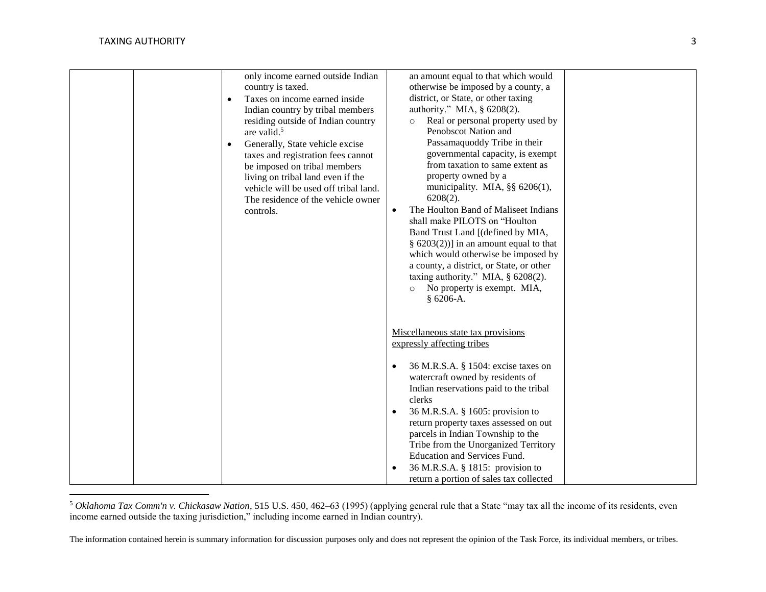| | | | | |
|---|---|---|---|---|
| | | only income earned outside Indian country is taxed.<br>• Taxes on income earned inside Indian country by tribal members residing outside of Indian country are valid.[5]<br>• Generally, State vehicle excise taxes and registration fees cannot be imposed on tribal members living on tribal land even if the vehicle will be used off tribal land. The residence of the vehicle owner controls. | an amount equal to that which would otherwise be imposed by a county, a district, or State, or other taxing authority." MIA, § 6208(2).<br>&nbsp;&nbsp;&nbsp;&nbsp;○ Real or personal property used by Penobscot Nation and Passamaquoddy Tribe in their governmental capacity, is exempt from taxation to same extent as property owned by a municipality. MIA, §§ 6206(1), 6208(2).<br>• The Houlton Band of Maliseet Indians shall make PILOTS on "Houlton Band Trust Land [(defined by MIA, § 6203(2))] in an amount equal to that which would otherwise be imposed by a county, a district, or State, or other taxing authority." MIA, § 6208(2).<br>&nbsp;&nbsp;&nbsp;&nbsp;○ No property is exempt. MIA, § 6206-A.<br><br><u>Miscellaneous state tax provisions expressly affecting tribes</u><br><br>• 36 M.R.S.A. § 1504: excise taxes on watercraft owned by residents of Indian reservations paid to the tribal clerks<br>• 36 M.R.S.A. § 1605: provision to return property taxes assessed on out parcels in Indian Township to the Tribe from the Unorganized Territory Education and Services Fund.<br>• 36 M.R.S.A. § 1815: provision to return a portion of sales tax collected | |

[5] *Oklahoma Tax Comm'n v. Chickasaw Nation*, 515 U.S. 450, 462–63 (1995) (applying general rule that a State "may tax all the income of its residents, even income earned outside the taxing jurisdiction," including income earned in Indian country).

The information contained herein is summary information for discussion purposes only and does not represent the opinion of the Task Force, its individual members, or tribes.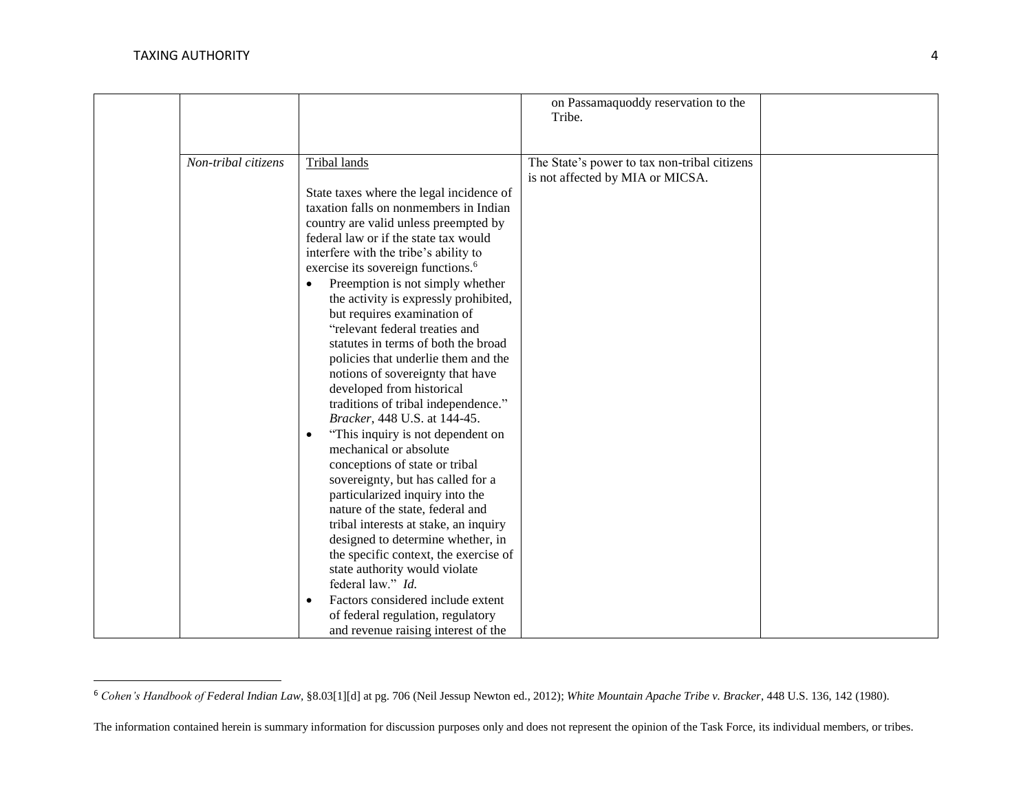| | | | | |
|---|---|---|---|---|
| | | | on Passamaquoddy reservation to the Tribe. | |
| | *Non-tribal citizens* | Tribal lands<br><br>State taxes where the legal incidence of taxation falls on nonmembers in Indian country are valid unless preempted by federal law or if the state tax would interfere with the tribe's ability to exercise its sovereign functions.[6]<br>• Preemption is not simply whether the activity is expressly prohibited, but requires examination of "relevant federal treaties and statutes in terms of both the broad policies that underlie them and the notions of sovereignty that have developed from historical traditions of tribal independence." *Bracker*, 448 U.S. at 144-45.<br>• "This inquiry is not dependent on mechanical or absolute conceptions of state or tribal sovereignty, but has called for a particularized inquiry into the nature of the state, federal and tribal interests at stake, an inquiry designed to determine whether, in the specific context, the exercise of state authority would violate federal law." *Id.*<br>• Factors considered include extent of federal regulation, regulatory and revenue raising interest of the | The State's power to tax non-tribal citizens is not affected by MIA or MICSA. | |

[6] *Cohen's Handbook of Federal Indian Law*, §8.03[1][d] at pg. 706 (Neil Jessup Newton ed., 2012); *White Mountain Apache Tribe v. Bracker*, 448 U.S. 136, 142 (1980).

The information contained herein is summary information for discussion purposes only and does not represent the opinion of the Task Force, its individual members, or tribes.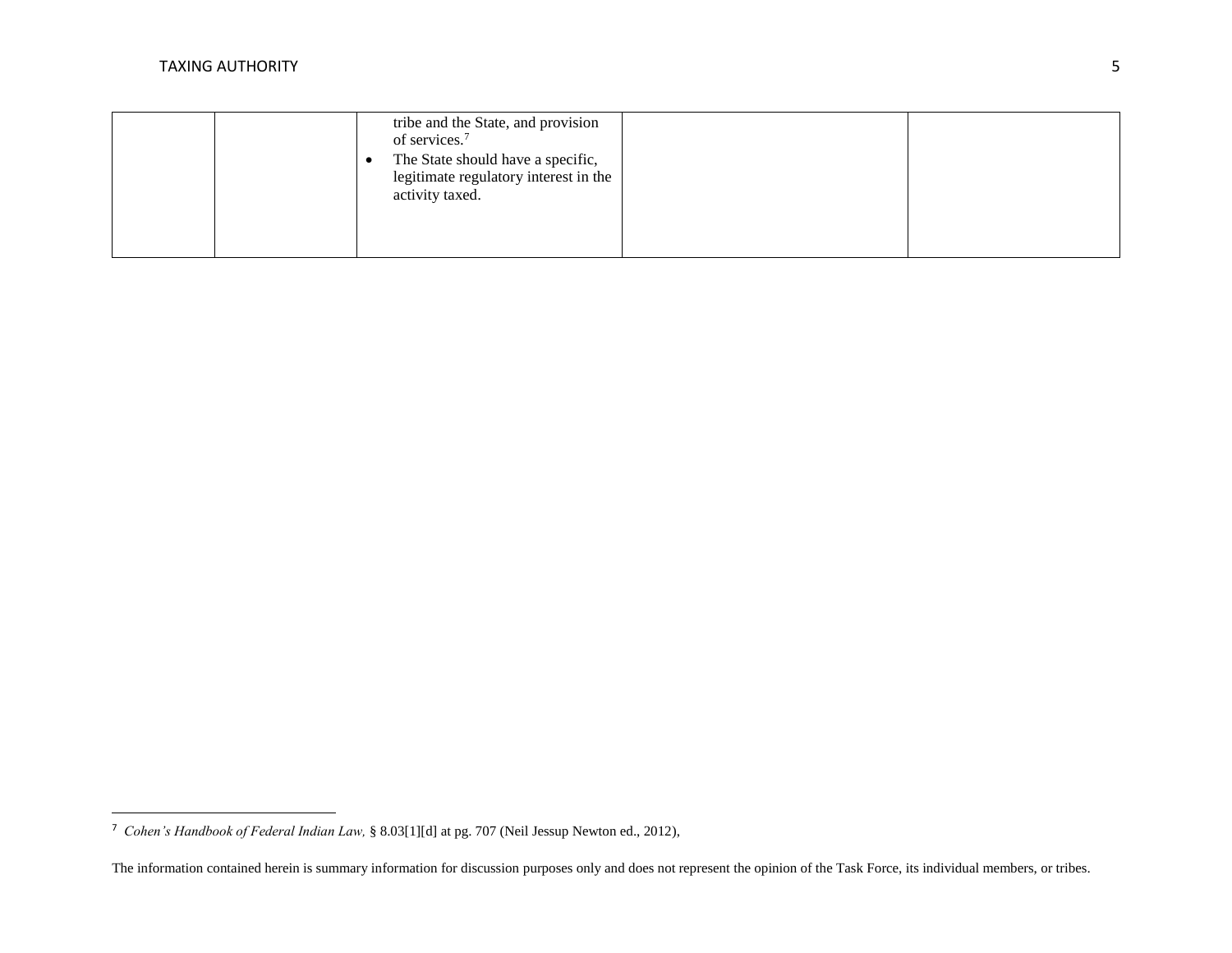| | | | | |
|---|---|---|---|---|
| | | tribe and the State, and provision of services.[7]<br>• The State should have a specific, legitimate regulatory interest in the activity taxed. | | |

[7] *Cohen's Handbook of Federal Indian Law,* § 8.03[1][d] at pg. 707 (Neil Jessup Newton ed., 2012),

The information contained herein is summary information for discussion purposes only and does not represent the opinion of the Task Force, its individual members, or tribes.